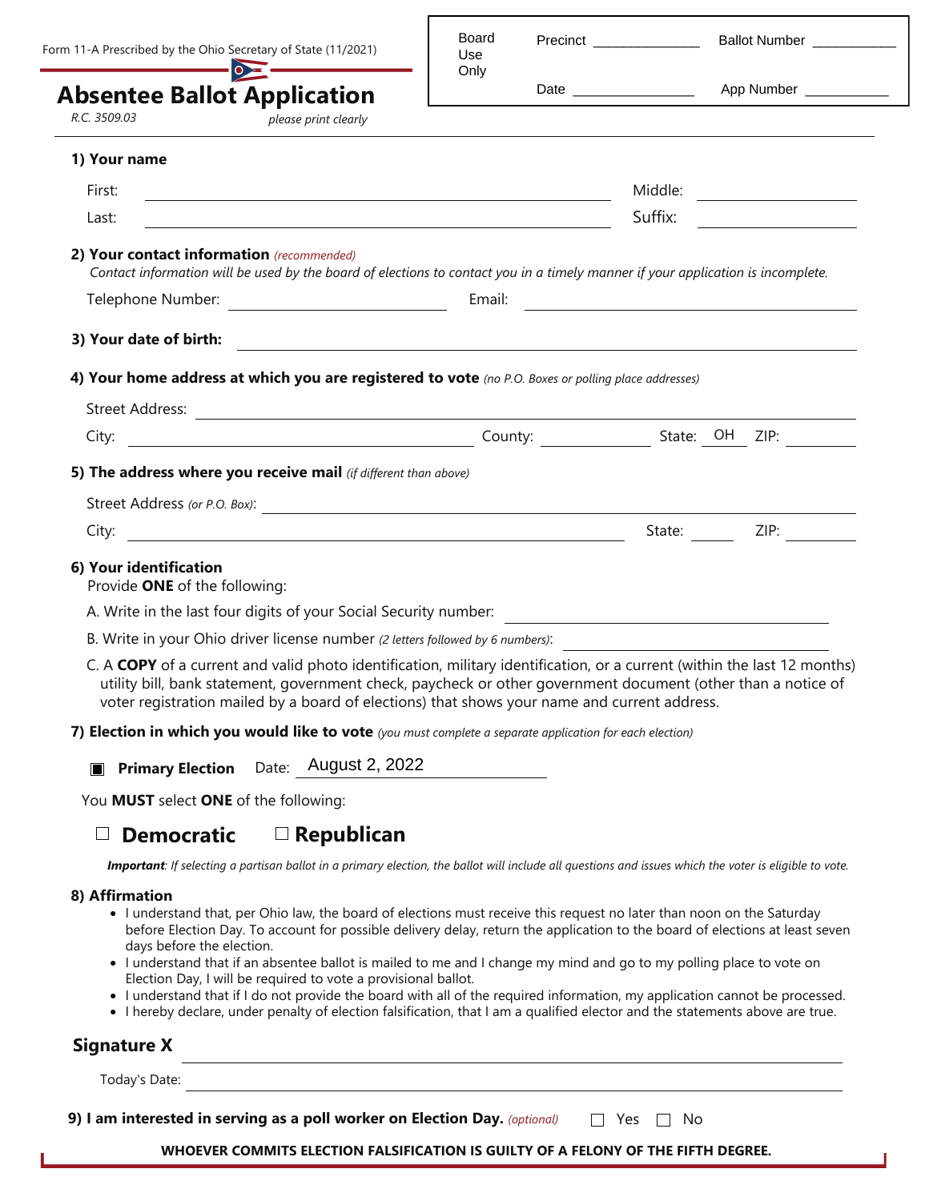Form 11-A Prescribed by the Ohio Secretary of State (11/2021)

# Absentee Ballot Application

R.C. 3509.03 *please print clearly*

| Board Use Only | Precinct ______________ | Ballot Number ___________ |
| --- | --- | --- |
| | Date ________________ | App Number ___________ |

**1) Your name**

First: ______________________________ Middle: ______________

Last: ______________________________ Suffix: ______________

**2) Your contact information** *(recommended)*

*Contact information will be used by the board of elections to contact you in a timely manner if your application is incomplete.*

Telephone Number: ______________ Email: ______________________

**3) Your date of birth:** ______________________________

**4) Your home address at which you are registered to vote** *(no P.O. Boxes or polling place addresses)*

Street Address: ______________________________

City: ______________ County: ______________ State: OH ZIP: ________

**5) The address where you receive mail** *(if different than above)*

Street Address *(or P.O. Box)*: ______________________________

City: ______________________________ State: ______ ZIP: ________

**6) Your identification**

Provide **ONE** of the following:

A. Write in the last four digits of your Social Security number: ______________

B. Write in your Ohio driver license number *(2 letters followed by 6 numbers)*: ______________

C. A **COPY** of a current and valid photo identification, military identification, or a current (within the last 12 months) utility bill, bank statement, government check, paycheck or other government document (other than a notice of voter registration mailed by a board of elections) that shows your name and current address.

**7) Election in which you would like to vote** *(you must complete a separate application for each election)*

■ **Primary Election** Date: August 2, 2022

You **MUST** select **ONE** of the following:

☐ **Democratic** ☐ **Republican**

***Important****: If selecting a partisan ballot in a primary election, the ballot will include all questions and issues which the voter is eligible to vote.*

**8) Affirmation**

- I understand that, per Ohio law, the board of elections must receive this request no later than noon on the Saturday before Election Day. To account for possible delivery delay, return the application to the board of elections at least seven days before the election.
- I understand that if an absentee ballot is mailed to me and I change my mind and go to my polling place to vote on Election Day, I will be required to vote a provisional ballot.
- I understand that if I do not provide the board with all of the required information, my application cannot be processed.
- I hereby declare, under penalty of election falsification, that I am a qualified elector and the statements above are true.

**Signature X** ______________________________

Today's Date: ______________________________

**9) I am interested in serving as a poll worker on Election Day.** *(optional)* ☐ Yes ☐ No

**WHOEVER COMMITS ELECTION FALSIFICATION IS GUILTY OF A FELONY OF THE FIFTH DEGREE.**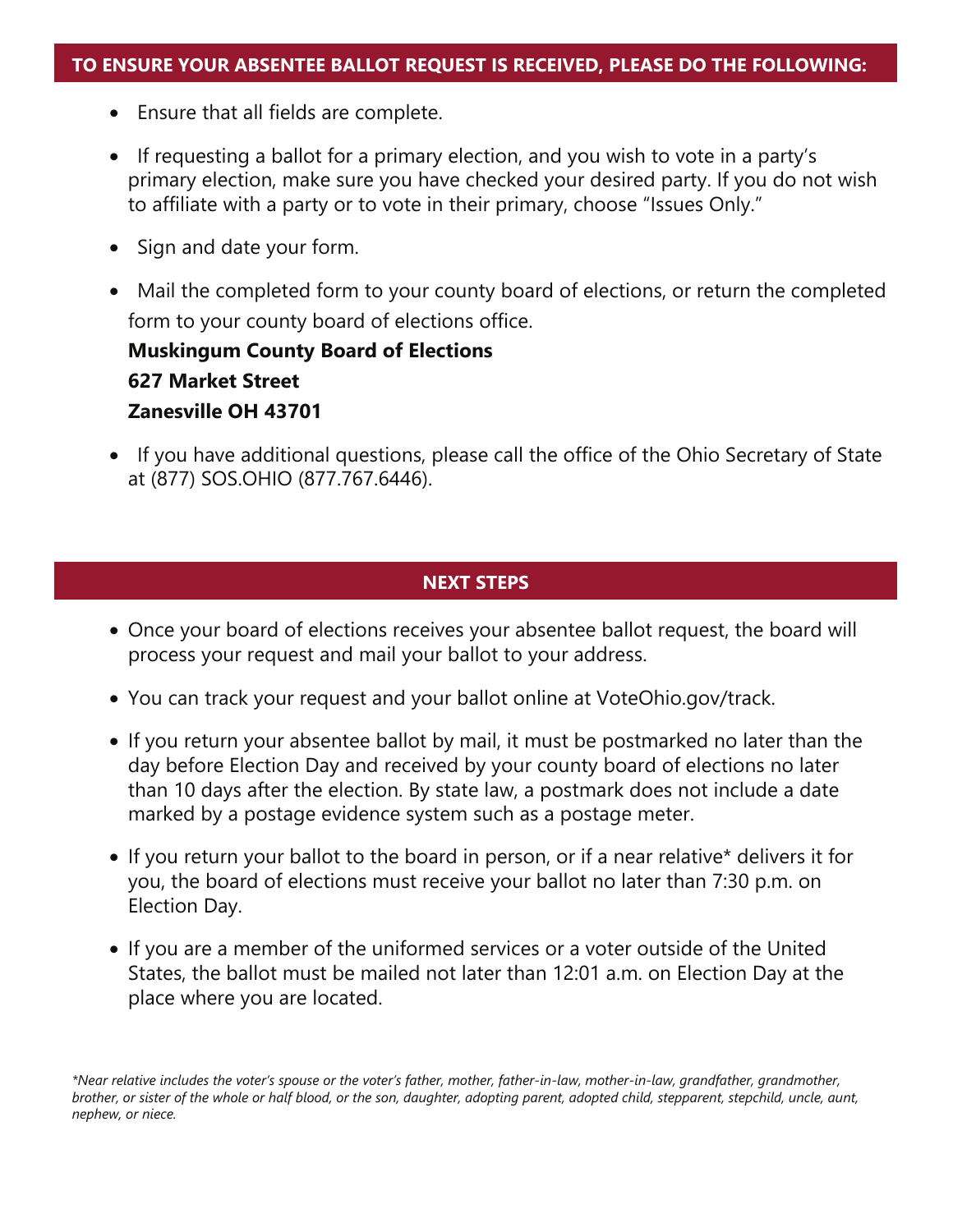## TO ENSURE YOUR ABSENTEE BALLOT REQUEST IS RECEIVED, PLEASE DO THE FOLLOWING:

- Ensure that all fields are complete.
- If requesting a ballot for a primary election, and you wish to vote in a party's primary election, make sure you have checked your desired party. If you do not wish to affiliate with a party or to vote in their primary, choose "Issues Only."
- Sign and date your form.
- Mail the completed form to your county board of elections, or return the completed form to your county board of elections office.

  **Muskingum County Board of Elections**
  **627 Market Street**
  **Zanesville OH 43701**
- If you have additional questions, please call the office of the Ohio Secretary of State at (877) SOS.OHIO (877.767.6446).

## NEXT STEPS

- Once your board of elections receives your absentee ballot request, the board will process your request and mail your ballot to your address.
- You can track your request and your ballot online at VoteOhio.gov/track.
- If you return your absentee ballot by mail, it must be postmarked no later than the day before Election Day and received by your county board of elections no later than 10 days after the election. By state law, a postmark does not include a date marked by a postage evidence system such as a postage meter.
- If you return your ballot to the board in person, or if a near relative* delivers it for you, the board of elections must receive your ballot no later than 7:30 p.m. on Election Day.
- If you are a member of the uniformed services or a voter outside of the United States, the ballot must be mailed not later than 12:01 a.m. on Election Day at the place where you are located.

*\*Near relative includes the voter's spouse or the voter's father, mother, father-in-law, mother-in-law, grandfather, grandmother, brother, or sister of the whole or half blood, or the son, daughter, adopting parent, adopted child, stepparent, stepchild, uncle, aunt, nephew, or niece.*